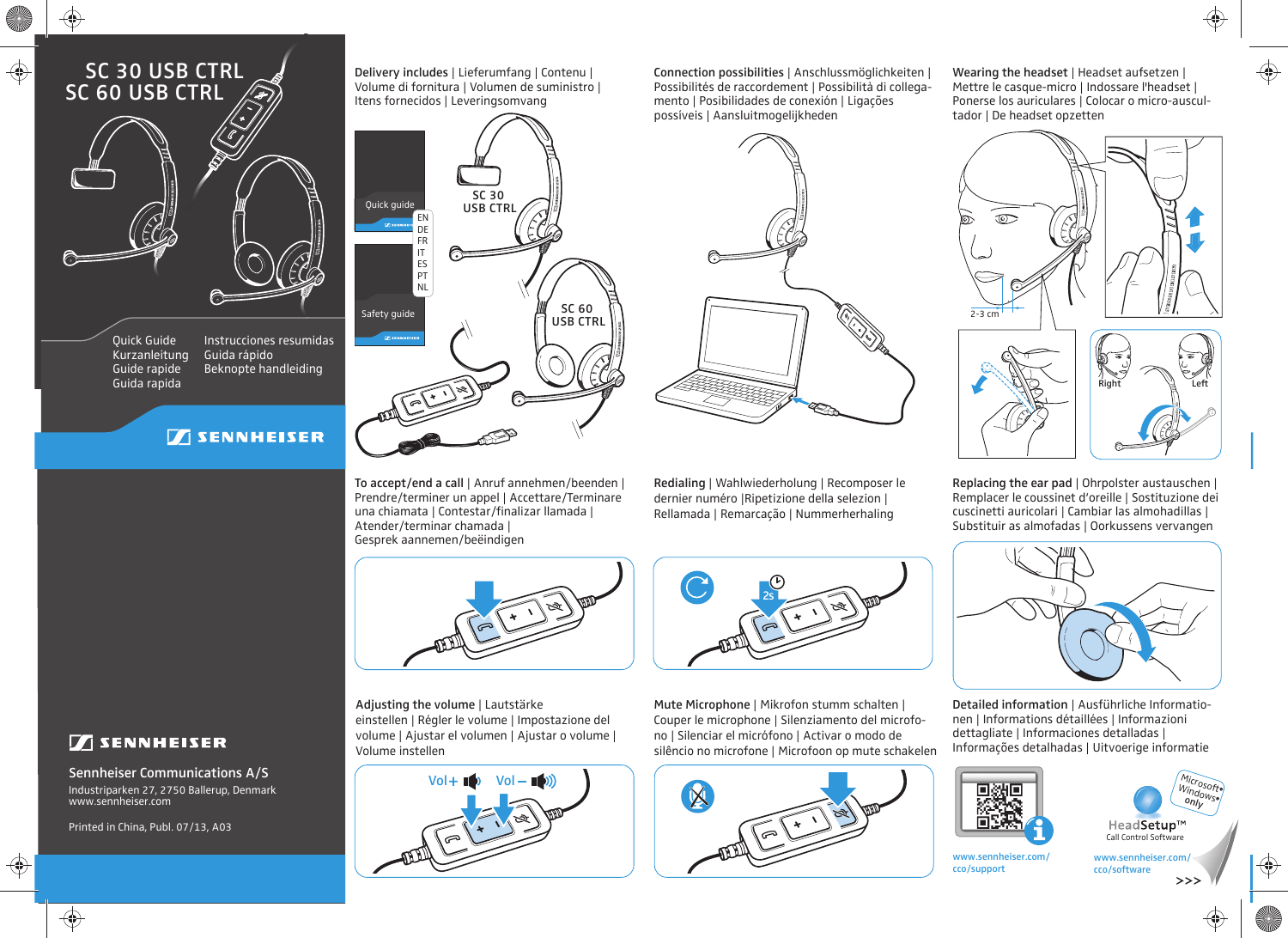# SC 30 USB CTRL
# SC 60 USB CTRL

Quick Guide
Kurzanleitung
Guide rapide
Guida rapida
Instrucciones resumidas
Guia rápido
Beknopte handleiding

SENNHEISER

SENNHEISER

**Sennheiser Communications A/S**
Industriparken 27, 2750 Ballerup, Denmark
www.sennheiser.com

Printed in China, Publ. 07/13, A03

## Delivery includes | Lieferumfang | Contenu | Volume di fornitura | Volumen de suministro | Itens fornecidos | Leveringsomvang

Quick guide
EN DE FR IT ES PT NL
Safety guide
SC 30 USB CTRL
SC 60 USB CTRL

## Connection possibilities | Anschlussmöglichkeiten | Possibilités de raccordement | Possibilità di collegamento | Posibilidades de conexión | Ligações possíveis | Aansluitmogelijkheden

## Wearing the headset | Headset aufsetzen | Mettre le casque-micro | Indossare l'headset | Ponerse los auriculares | Colocar o micro-auscultador | De headset opzetten

2-3 cm
Right
Left

## To accept/end a call | Anruf annehmen/beenden | Prendre/terminer un appel | Accettare/Terminare una chiamata | Contestar/finalizar llamada | Atender/terminar chamada | Gesprek aannemen/beëindigen

## Redialing | Wahlwiederholung | Recomposer le dernier numéro |Ripetizione della selezion | Rellamada | Remarcação | Nummerherhaling

2s

## Replacing the ear pad | Ohrpolster austauschen | Remplacer le coussinet d'oreille | Sostituzione dei cuscinetti auricolari | Cambiar las almohadillas | Substituir as almofadas | Oorkussens vervangen

## Adjusting the volume | Lautstärke einstellen | Régler le volume | Impostazione del volume | Ajustar el volumen | Ajustar o volume | Volume instellen

Vol + Vol –

## Mute Microphone | Mikrofon stumm schalten | Couper le microphone | Silenziamento del microfono | Silenciar el micrófono | Activar o modo de silêncio no microfone | Microfoon op mute schakelen

## Detailed information | Ausführliche Informationen | Informations détaillées | Informazioni dettagliate | Informaciones detalladas | Informações detalhadas | Uitvoerige informatie

www.sennheiser.com/cco/support

HeadSetup™
Call Control Software
Microsoft® Windows® only
www.sennheiser.com/cco/software

>>>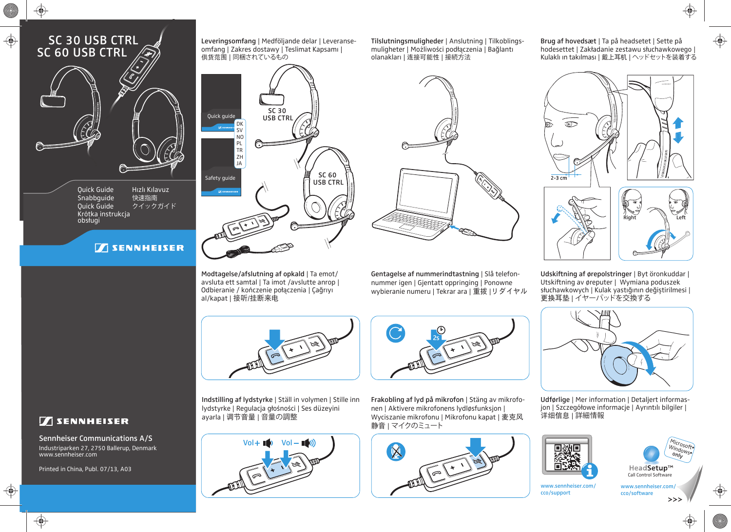# SC 30 USB CTRL
# SC 60 USB CTRL

Quick Guide
Snabbguide
Quick Guide
Krótka instrukcja obsługi
Hızlı Kılavuz
快速指南
クイックガイド

SENNHEISER

## Leveringsomfang | Medföljande delar | Leveranse­omfang | Zakres dostawy | Teslimat Kapsamı | 供货范围 | 同梱されているもの

Quick guide
DK
SV
NO
PL
TR
ZH
JA

Safety guide

SC 30
USB CTRL

SC 60
USB CTRL

## Tilslutningsmuligheder | Anslutning | Tilkoblings­muligheter | Możliwości podłączenia | Bağlantı olanakları | 连接可能性 | 接続方法

## Brug af hovedsæt | Ta på headsetet | Sette på hodesettet | Zakładanie zestawu słuchawkowego | Kulaklı ın takılması | 戴上耳机 | ヘッドセットを装着する

2–3 cm

Right
Left

## Modtagelse/afslutning af opkald | Ta emot/ avsluta ett samtal | Ta imot /avslutte anrop | Odbieranie / kończenie połączenia | Çağrıyı al/kapat | 接听/挂断来电

## Gentagelse af nummerindtastning | Slå telefon­nummer igen | Gjentatt oppringing | Ponowne wybieranie numeru | Tekrar ara | 重拨 | リダイヤル

2s

## Udskiftning af ørepolstringer | Byt öronkuddar | Utskiftning av øreputer | Wymiana poduszek słuchawkowych | Kulak yastığının değiştirilmesi | 更换耳垫 | イヤーパッドを交換する

## Indstilling af lydstyrke | Ställ in volymen | Stille inn lydstyrke | Regulacja głośności | Ses düzeyini ayarla | 调节音量 | 音量の調整

Vol +
Vol –

## Frakobling af lyd på mikrofon | Stäng av mikrofo­nen | Aktivere mikrofonens lydløsfunksjon | Wyciszanie mikrofonu | Mikrofonu kapat | 麦克风静音 | マイクのミュート

## Udførlige | Mer information | Detaljert informas­jon | Szczegółowe informacje | Ayrıntılı bilgiler | 详细信息 | 詳細情報

www.sennheiser.com/cco/support

Microsoft® Windows® only

HeadSetup™
Call Control Software

www.sennheiser.com/cco/software

>>>

SENNHEISER

**Sennheiser Communications A/S**
Industriparken 27, 2750 Ballerup, Denmark
www.sennheiser.com

Printed in China, Publ. 07/13, A03